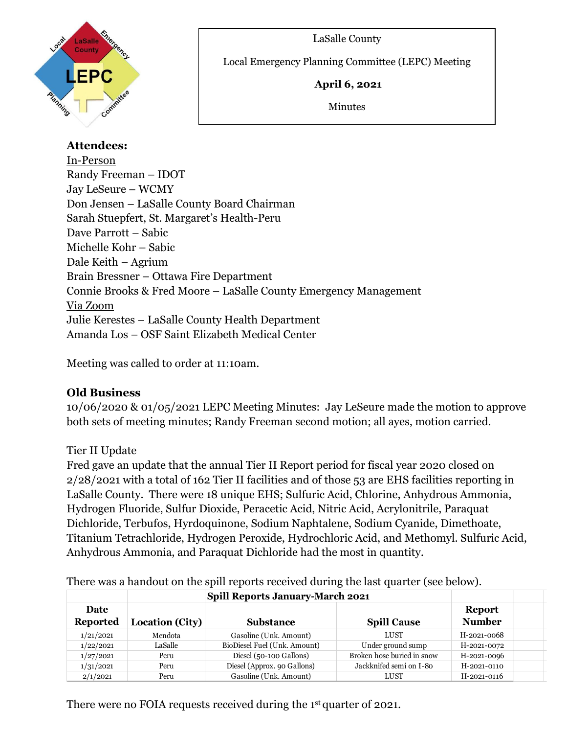LaSalle County

Local Emergency Planning Committee (LEPC) Meeting

**April 6, 2021**

Minutes

**Attendees:**

In-Person

Randy Freeman – IDOT
Jay LeSeure – WCMY
Don Jensen – LaSalle County Board Chairman
Sarah Stuepfert, St. Margaret's Health-Peru
Dave Parrott – Sabic
Michelle Kohr – Sabic
Dale Keith – Agrium
Brain Bressner – Ottawa Fire Department
Connie Brooks & Fred Moore – LaSalle County Emergency Management

Via Zoom

Julie Kerestes – LaSalle County Health Department
Amanda Los – OSF Saint Elizabeth Medical Center

Meeting was called to order at 11:10am.

## Old Business

10/06/2020 & 01/05/2021 LEPC Meeting Minutes: Jay LeSeure made the motion to approve both sets of meeting minutes; Randy Freeman second motion; all ayes, motion carried.

Tier II Update

Fred gave an update that the annual Tier II Report period for fiscal year 2020 closed on 2/28/2021 with a total of 162 Tier II facilities and of those 53 are EHS facilities reporting in LaSalle County. There were 18 unique EHS; Sulfuric Acid, Chlorine, Anhydrous Ammonia, Hydrogen Fluoride, Sulfur Dioxide, Peracetic Acid, Nitric Acid, Acrylonitrile, Paraquat Dichloride, Terbufos, Hyrdoquinone, Sodium Naphtalene, Sodium Cyanide, Dimethoate, Titanium Tetrachloride, Hydrogen Peroxide, Hydrochloric Acid, and Methomyl. Sulfuric Acid, Anhydrous Ammonia, and Paraquat Dichloride had the most in quantity.

There was a handout on the spill reports received during the last quarter (see below).

| | | **Spill Reports January-March 2021** | | |
|---|---|---|---|---|
| **Date Reported** | **Location (City)** | **Substance** | **Spill Cause** | **Report Number** |
| 1/21/2021 | Mendota | Gasoline (Unk. Amount) | LUST | H-2021-0068 |
| 1/22/2021 | LaSalle | BioDiesel Fuel (Unk. Amount) | Under ground sump | H-2021-0072 |
| 1/27/2021 | Peru | Diesel (50-100 Gallons) | Broken hose buried in snow | H-2021-0096 |
| 1/31/2021 | Peru | Diesel (Approx. 90 Gallons) | Jackknifed semi on I-80 | H-2021-0110 |
| 2/1/2021 | Peru | Gasoline (Unk. Amount) | LUST | H-2021-0116 |

There were no FOIA requests received during the 1st quarter of 2021.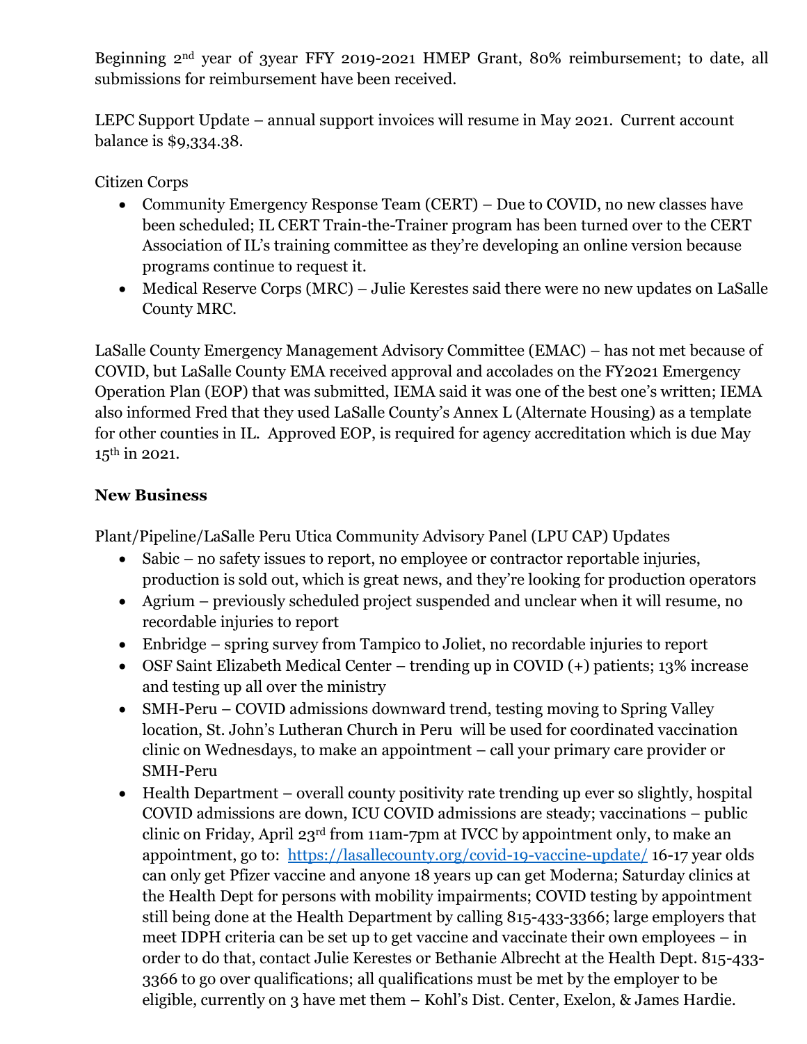Beginning 2nd year of 3year FFY 2019-2021 HMEP Grant, 80% reimbursement; to date, all submissions for reimbursement have been received.

LEPC Support Update – annual support invoices will resume in May 2021. Current account balance is $9,334.38.

Citizen Corps

- Community Emergency Response Team (CERT) – Due to COVID, no new classes have been scheduled; IL CERT Train-the-Trainer program has been turned over to the CERT Association of IL's training committee as they're developing an online version because programs continue to request it.
- Medical Reserve Corps (MRC) – Julie Kerestes said there were no new updates on LaSalle County MRC.

LaSalle County Emergency Management Advisory Committee (EMAC) – has not met because of COVID, but LaSalle County EMA received approval and accolades on the FY2021 Emergency Operation Plan (EOP) that was submitted, IEMA said it was one of the best one's written; IEMA also informed Fred that they used LaSalle County's Annex L (Alternate Housing) as a template for other counties in IL. Approved EOP, is required for agency accreditation which is due May 15th in 2021.

**New Business**

Plant/Pipeline/LaSalle Peru Utica Community Advisory Panel (LPU CAP) Updates

- Sabic – no safety issues to report, no employee or contractor reportable injuries, production is sold out, which is great news, and they're looking for production operators
- Agrium – previously scheduled project suspended and unclear when it will resume, no recordable injuries to report
- Enbridge – spring survey from Tampico to Joliet, no recordable injuries to report
- OSF Saint Elizabeth Medical Center – trending up in COVID (+) patients; 13% increase and testing up all over the ministry
- SMH-Peru – COVID admissions downward trend, testing moving to Spring Valley location, St. John's Lutheran Church in Peru will be used for coordinated vaccination clinic on Wednesdays, to make an appointment – call your primary care provider or SMH-Peru
- Health Department – overall county positivity rate trending up ever so slightly, hospital COVID admissions are down, ICU COVID admissions are steady; vaccinations – public clinic on Friday, April 23rd from 11am-7pm at IVCC by appointment only, to make an appointment, go to: [https://lasallecounty.org/covid-19-vaccine-update/](https://lasallecounty.org/covid-19-vaccine-update/) 16-17 year olds can only get Pfizer vaccine and anyone 18 years up can get Moderna; Saturday clinics at the Health Dept for persons with mobility impairments; COVID testing by appointment still being done at the Health Department by calling 815-433-3366; large employers that meet IDPH criteria can be set up to get vaccine and vaccinate their own employees – in order to do that, contact Julie Kerestes or Bethanie Albrecht at the Health Dept. 815-433-3366 to go over qualifications; all qualifications must be met by the employer to be eligible, currently on 3 have met them – Kohl's Dist. Center, Exelon, & James Hardie.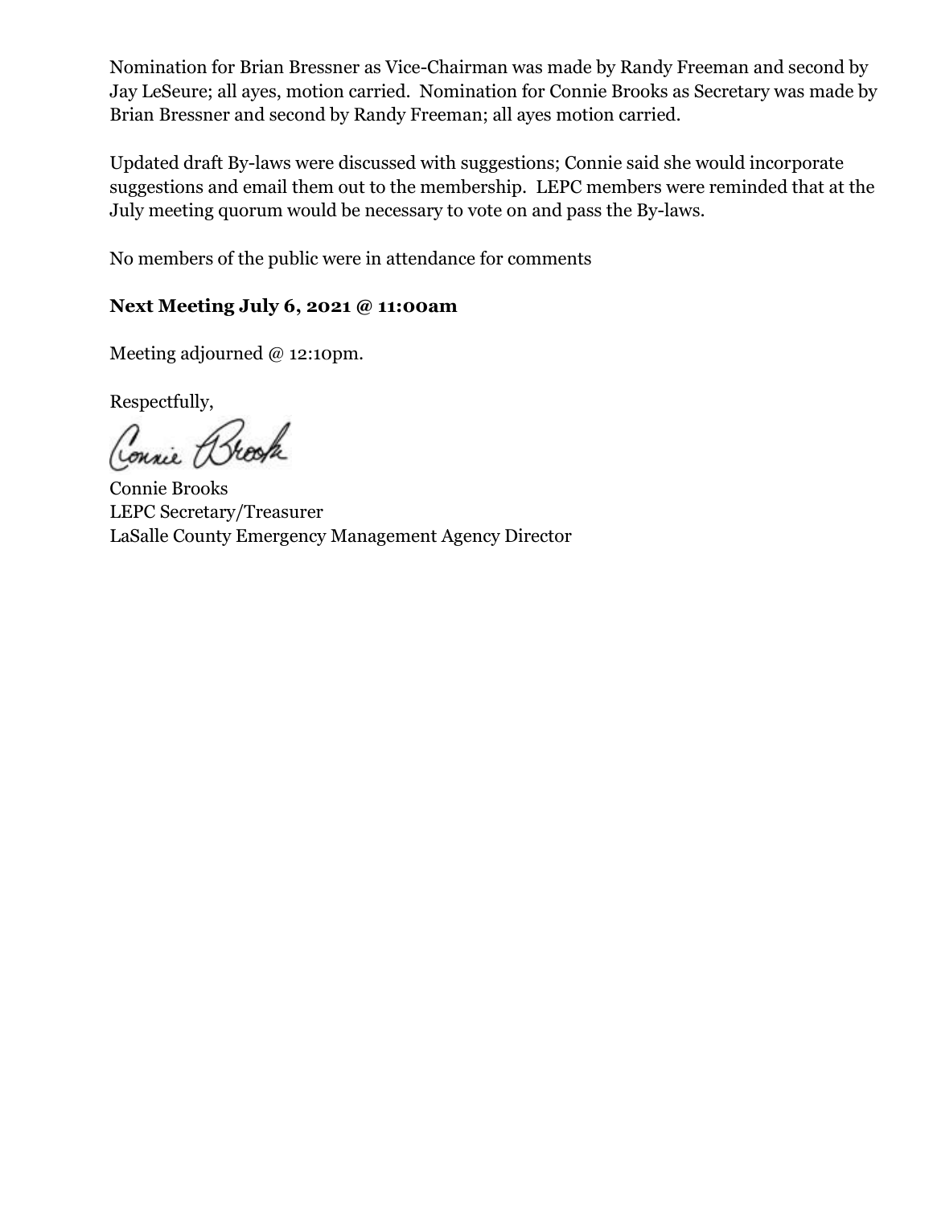Nomination for Brian Bressner as Vice-Chairman was made by Randy Freeman and second by Jay LeSeure; all ayes, motion carried. Nomination for Connie Brooks as Secretary was made by Brian Bressner and second by Randy Freeman; all ayes motion carried.

Updated draft By-laws were discussed with suggestions; Connie said she would incorporate suggestions and email them out to the membership. LEPC members were reminded that at the July meeting quorum would be necessary to vote on and pass the By-laws.

No members of the public were in attendance for comments

**Next Meeting July 6, 2021 @ 11:00am**

Meeting adjourned @ 12:10pm.

Respectfully,

Connie Brooks
LEPC Secretary/Treasurer
LaSalle County Emergency Management Agency Director